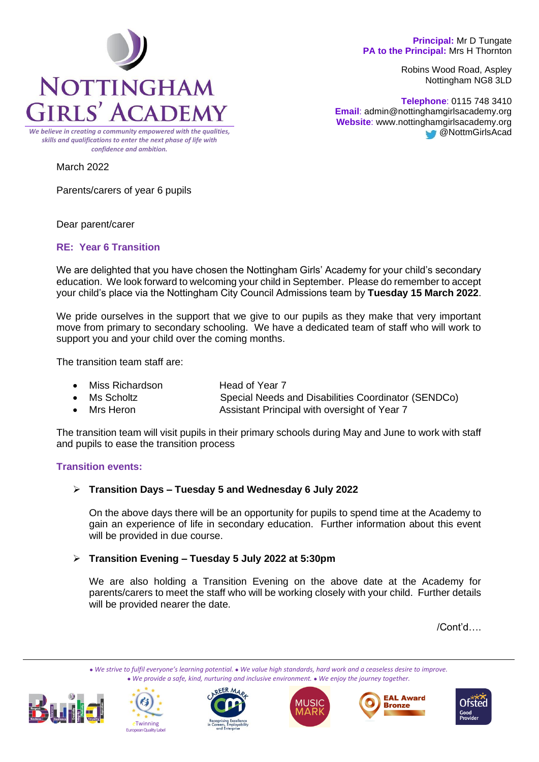# Nottingham Girls' Academy

*We believe in creating a community empowered with the qualities, skills and qualifications to enter the next phase of life with confidence and ambition.*

**Principal:** Mr D Tungate
**PA to the Principal:** Mrs H Thornton

Robins Wood Road, Aspley
Nottingham NG8 3LD

**Telephone**: 0115 748 3410
**Email**: admin@nottinghamgirlsacademy.org
**Website**: www.nottinghamgirlsacademy.org
@NottmGirlsAcad

March 2022

Parents/carers of year 6 pupils

Dear parent/carer

**RE: Year 6 Transition**

We are delighted that you have chosen the Nottingham Girls' Academy for your child's secondary education. We look forward to welcoming your child in September. Please do remember to accept your child's place via the Nottingham City Council Admissions team by **Tuesday 15 March 2022**.

We pride ourselves in the support that we give to our pupils as they make that very important move from primary to secondary schooling. We have a dedicated team of staff who will work to support you and your child over the coming months.

The transition team staff are:

- Miss Richardson — Head of Year 7
- Ms Scholtz — Special Needs and Disabilities Coordinator (SENDCo)
- Mrs Heron — Assistant Principal with oversight of Year 7

The transition team will visit pupils in their primary schools during May and June to work with staff and pupils to ease the transition process

**Transition events:**

- **Transition Days – Tuesday 5 and Wednesday 6 July 2022**

  On the above days there will be an opportunity for pupils to spend time at the Academy to gain an experience of life in secondary education. Further information about this event will be provided in due course.

- **Transition Evening – Tuesday 5 July 2022 at 5:30pm**

  We are also holding a Transition Evening on the above date at the Academy for parents/carers to meet the staff who will be working closely with your child. Further details will be provided nearer the date.

/Cont'd….

*• We strive to fulfil everyone's learning potential. • We value high standards, hard work and a ceaseless desire to improve. • We provide a safe, kind, nurturing and inclusive environment. • We enjoy the journey together.*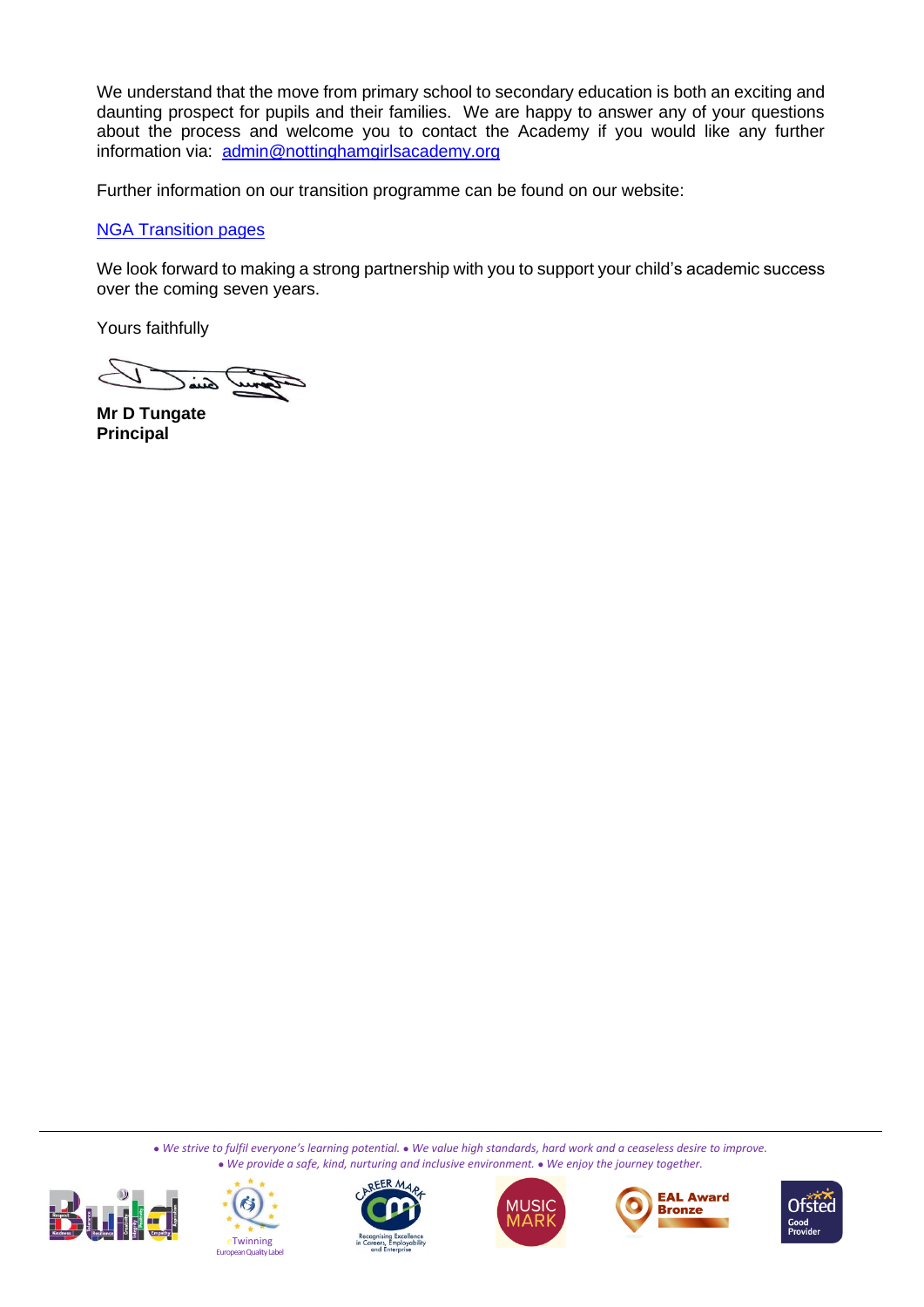We understand that the move from primary school to secondary education is both an exciting and daunting prospect for pupils and their families. We are happy to answer any of your questions about the process and welcome you to contact the Academy if you would like any further information via: [admin@nottinghamgirlsacademy.org](mailto:admin@nottinghamgirlsacademy.org)

Further information on our transition programme can be found on our website:

[NGA Transition pages]()

We look forward to making a strong partnership with you to support your child's academic success over the coming seven years.

Yours faithfully

**Mr D Tungate**
**Principal**

*● We strive to fulfil everyone's learning potential. ● We value high standards, hard work and a ceaseless desire to improve.*
*● We provide a safe, kind, nurturing and inclusive environment. ● We enjoy the journey together.*